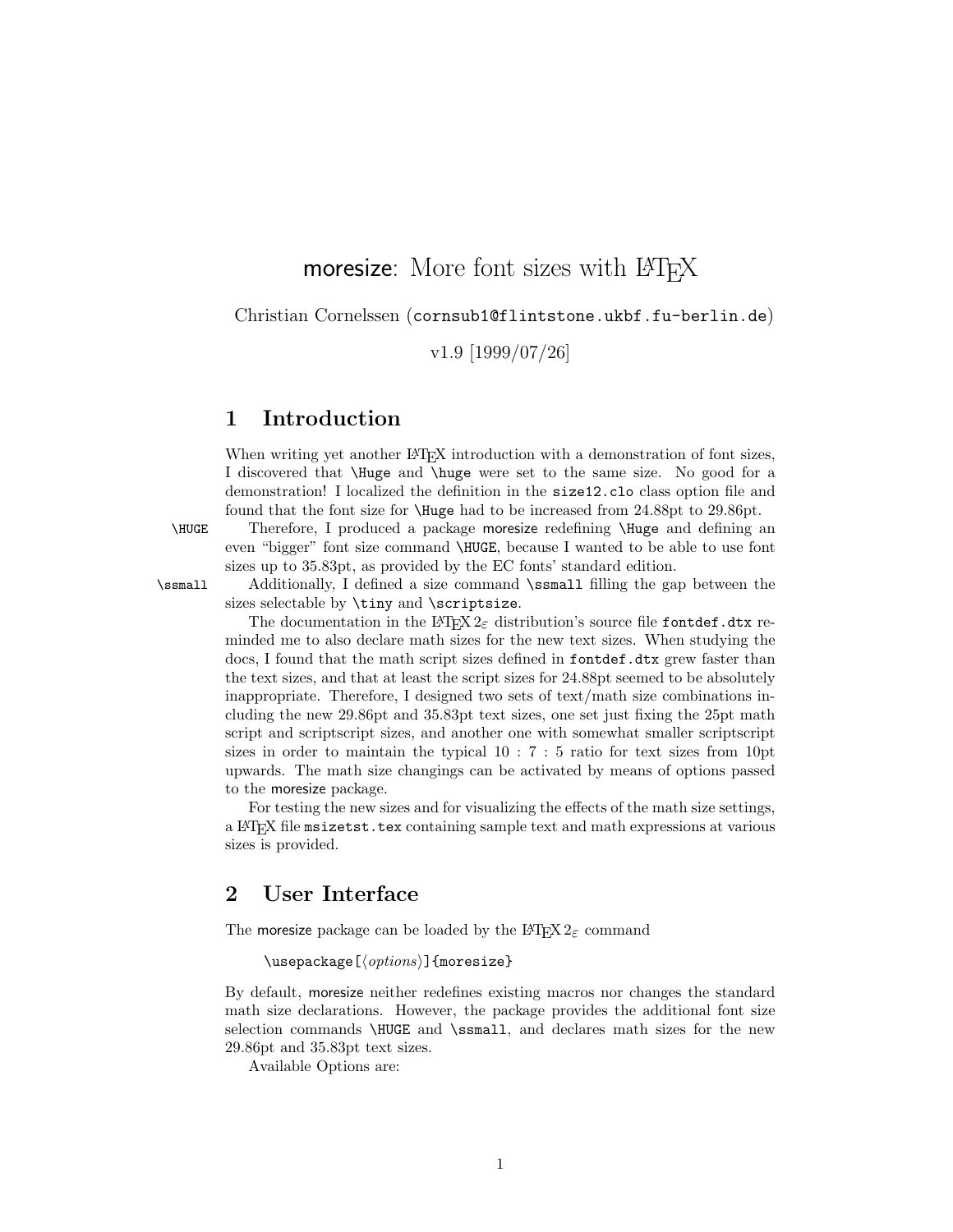# moresize: More font sizes with LaTeX

Christian Cornelssen (`cornsub1@flintstone.ukbf.fu-berlin.de`)

v1.9 [1999/07/26]

## 1 Introduction

When writing yet another LaTeX introduction with a demonstration of font sizes, I discovered that `\Huge` and `\huge` were set to the same size. No good for a demonstration! I localized the definition in the `size12.clo` class option file and found that the font size for `\Huge` had to be increased from 24.88pt to 29.86pt.

`\HUGE` Therefore, I produced a package moresize redefining `\Huge` and defining an even "bigger" font size command `\HUGE`, because I wanted to be able to use font sizes up to 35.83pt, as provided by the EC fonts' standard edition.

`\ssmall` Additionally, I defined a size command `\ssmall` filling the gap between the sizes selectable by `\tiny` and `\scriptsize`.

The documentation in the LaTeX $2_\varepsilon$ distribution's source file `fontdef.dtx` reminded me to also declare math sizes for the new text sizes. When studying the docs, I found that the math script sizes defined in `fontdef.dtx` grew faster than the text sizes, and that at least the script sizes for 24.88pt seemed to be absolutely inappropriate. Therefore, I designed two sets of text/math size combinations including the new 29.86pt and 35.83pt text sizes, one set just fixing the 25pt math script and scriptscript sizes, and another one with somewhat smaller scriptscript sizes in order to maintain the typical $10 : 7 : 5$ ratio for text sizes from 10pt upwards. The math size changings can be activated by means of options passed to the moresize package.

For testing the new sizes and for visualizing the effects of the math size settings, a LaTeX file `msizetst.tex` containing sample text and math expressions at various sizes is provided.

## 2 User Interface

The moresize package can be loaded by the LaTeX $2_\varepsilon$ command

```
\usepackage[⟨options⟩]{moresize}
```

By default, moresize neither redefines existing macros nor changes the standard math size declarations. However, the package provides the additional font size selection commands `\HUGE` and `\ssmall`, and declares math sizes for the new 29.86pt and 35.83pt text sizes.

Available Options are: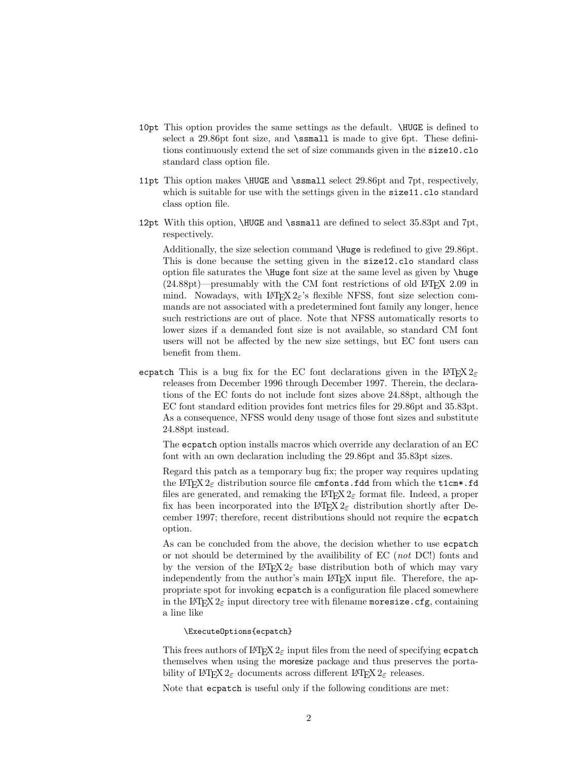`10pt` This option provides the same settings as the default. `\HUGE` is defined to select a 29.86pt font size, and `\ssmall` is made to give 6pt. These definitions continuously extend the set of size commands given in the `size10.clo` standard class option file.

`11pt` This option makes `\HUGE` and `\ssmall` select 29.86pt and 7pt, respectively, which is suitable for use with the settings given in the `size11.clo` standard class option file.

`12pt` With this option, `\HUGE` and `\ssmall` are defined to select 35.83pt and 7pt, respectively.

Additionally, the size selection command `\Huge` is redefined to give 29.86pt. This is done because the setting given in the `size12.clo` standard class option file saturates the `\Huge` font size at the same level as given by `\huge` (24.88pt)—presumably with the CM font restrictions of old LaTeX 2.09 in mind. Nowadays, with LaTeX 2ε's flexible NFSS, font size selection commands are not associated with a predetermined font family any longer, hence such restrictions are out of place. Note that NFSS automatically resorts to lower sizes if a demanded font size is not available, so standard CM font users will not be affected by the new size settings, but EC font users can benefit from them.

`ecpatch` This is a bug fix for the EC font declarations given in the LaTeX 2ε releases from December 1996 through December 1997. Therein, the declarations of the EC fonts do not include font sizes above 24.88pt, although the EC font standard edition provides font metrics files for 29.86pt and 35.83pt. As a consequence, NFSS would deny usage of those font sizes and substitute 24.88pt instead.

The `ecpatch` option installs macros which override any declaration of an EC font with an own declaration including the 29.86pt and 35.83pt sizes.

Regard this patch as a temporary bug fix; the proper way requires updating the LaTeX 2ε distribution source file `cmfonts.fdd` from which the `t1cm*.fd` files are generated, and remaking the LaTeX 2ε format file. Indeed, a proper fix has been incorporated into the LaTeX 2ε distribution shortly after December 1997; therefore, recent distributions should not require the `ecpatch` option.

As can be concluded from the above, the decision whether to use `ecpatch` or not should be determined by the availibility of EC (*not* DC!) fonts and by the version of the LaTeX 2ε base distribution both of which may vary independently from the author's main LaTeX input file. Therefore, the appropriate spot for invoking `ecpatch` is a configuration file placed somewhere in the LaTeX 2ε input directory tree with filename `moresize.cfg`, containing a line like

```
\ExecuteOptions{ecpatch}
```

This frees authors of LaTeX 2ε input files from the need of specifying `ecpatch` themselves when using the moresize package and thus preserves the portability of LaTeX 2ε documents across different LaTeX 2ε releases.

Note that `ecpatch` is useful only if the following conditions are met: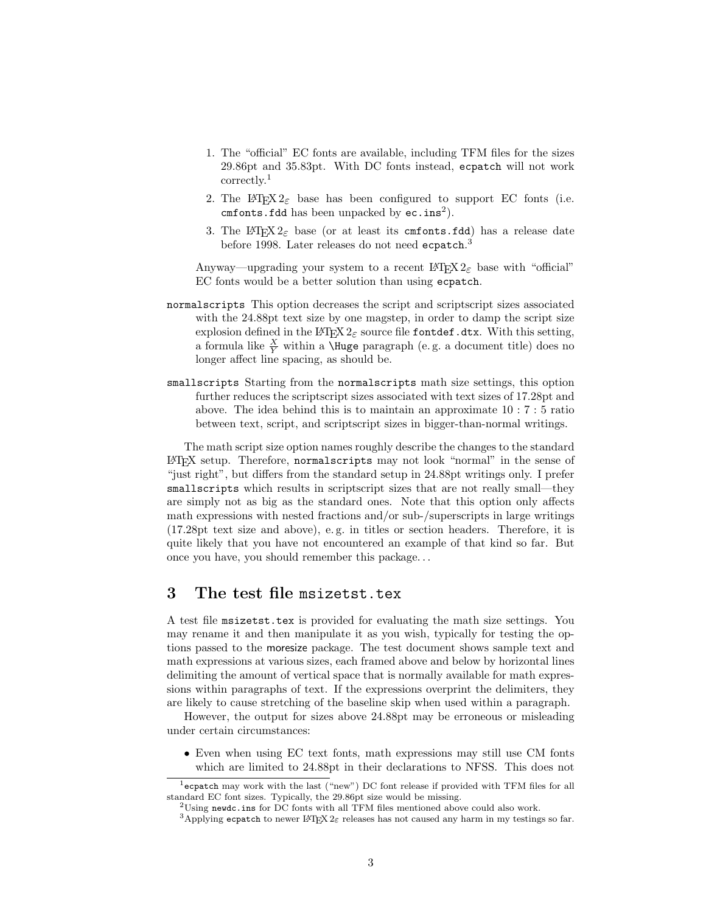1. The "official" EC fonts are available, including TFM files for the sizes 29.86pt and 35.83pt. With DC fonts instead, `ecpatch` will not work correctly.[1]
2. The LaTeX 2ε base has been configured to support EC fonts (i.e. `cmfonts.fdd` has been unpacked by `ec.ins`[2]).
3. The LaTeX 2ε base (or at least its `cmfonts.fdd`) has a release date before 1998. Later releases do not need `ecpatch`.[3]

Anyway—upgrading your system to a recent LaTeX 2ε base with "official" EC fonts would be a better solution than using `ecpatch`.

`normalscripts` This option decreases the script and scriptscript sizes associated with the 24.88pt text size by one magstep, in order to damp the script size explosion defined in the LaTeX 2ε source file `fontdef.dtx`. With this setting, a formula like $\frac{X}{Y}$ within a `\Huge` paragraph (e. g. a document title) does no longer affect line spacing, as should be.

`smallscripts` Starting from the `normalscripts` math size settings, this option further reduces the scriptscript sizes associated with text sizes of 17.28pt and above. The idea behind this is to maintain an approximate $10:7:5$ ratio between text, script, and scriptscript sizes in bigger-than-normal writings.

The math script size option names roughly describe the changes to the standard LaTeX setup. Therefore, `normalscripts` may not look "normal" in the sense of "just right", but differs from the standard setup in 24.88pt writings only. I prefer `smallscripts` which results in scriptscript sizes that are not really small—they are simply not as big as the standard ones. Note that this option only affects math expressions with nested fractions and/or sub-/superscripts in large writings (17.28pt text size and above), e. g. in titles or section headers. Therefore, it is quite likely that you have not encountered an example of that kind so far. But once you have, you should remember this package...

## 3 The test file `msizetst.tex`

A test file `msizetst.tex` is provided for evaluating the math size settings. You may rename it and then manipulate it as you wish, typically for testing the options passed to the moresize package. The test document shows sample text and math expressions at various sizes, each framed above and below by horizontal lines delimiting the amount of vertical space that is normally available for math expressions within paragraphs of text. If the expressions overprint the delimiters, they are likely to cause stretching of the baseline skip when used within a paragraph.

However, the output for sizes above 24.88pt may be erroneous or misleading under certain circumstances:

- Even when using EC text fonts, math expressions may still use CM fonts which are limited to 24.88pt in their declarations to NFSS. This does not

---

[1] `ecpatch` may work with the last ("new") DC font release if provided with TFM files for all standard EC font sizes. Typically, the 29.86pt size would be missing.

[2] Using `newdc.ins` for DC fonts with all TFM files mentioned above could also work.

[3] Applying `ecpatch` to newer LaTeX 2ε releases has not caused any harm in my testings so far.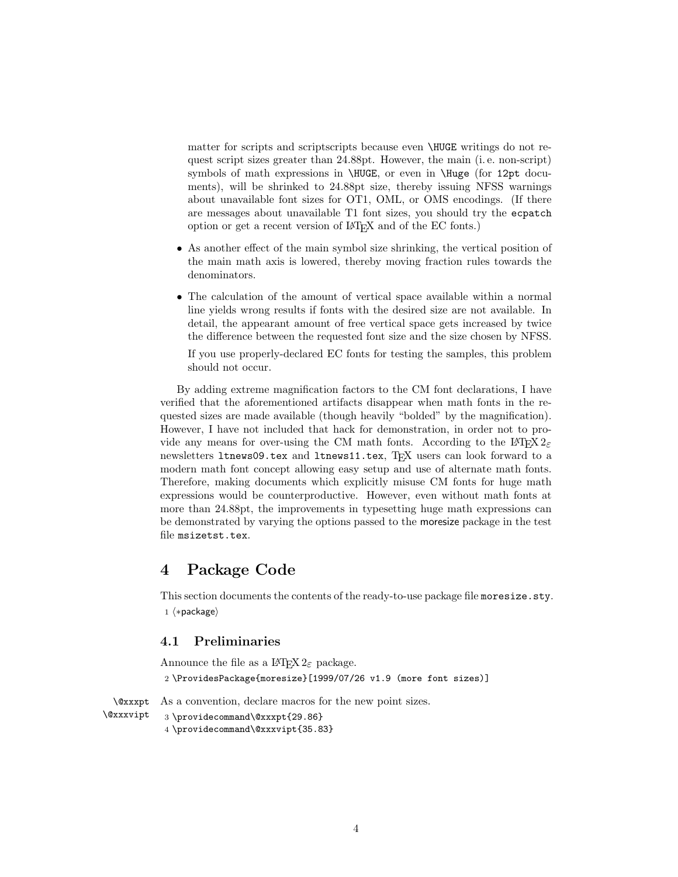matter for scripts and scriptscripts because even `\HUGE` writings do not request script sizes greater than 24.88pt. However, the main (i. e. non-script) symbols of math expressions in `\HUGE`, or even in `\Huge` (for `12pt` documents), will be shrinked to 24.88pt size, thereby issuing NFSS warnings about unavailable font sizes for OT1, OML, or OMS encodings. (If there are messages about unavailable T1 font sizes, you should try the `ecpatch` option or get a recent version of LaTeX and of the EC fonts.)

- As another effect of the main symbol size shrinking, the vertical position of the main math axis is lowered, thereby moving fraction rules towards the denominators.

- The calculation of the amount of vertical space available within a normal line yields wrong results if fonts with the desired size are not available. In detail, the appearant amount of free vertical space gets increased by twice the difference between the requested font size and the size chosen by NFSS.

  If you use properly-declared EC fonts for testing the samples, this problem should not occur.

By adding extreme magnification factors to the CM font declarations, I have verified that the aforementioned artifacts disappear when math fonts in the requested sizes are made available (though heavily "bolded" by the magnification). However, I have not included that hack for demonstration, in order not to provide any means for over-using the CM math fonts. According to the LaTeX 2ε newsletters `ltnews09.tex` and `ltnews11.tex`, TeX users can look forward to a modern math font concept allowing easy setup and use of alternate math fonts. Therefore, making documents which explicitly misuse CM fonts for huge math expressions would be counterproductive. However, even without math fonts at more than 24.88pt, the improvements in typesetting huge math expressions can be demonstrated by varying the options passed to the moresize package in the test file `msizetst.tex`.

# 4 Package Code

This section documents the contents of the ready-to-use package file `moresize.sty`.

```
1 ⟨*package⟩
```

## 4.1 Preliminaries

Announce the file as a LaTeX 2ε package.

```
2 \ProvidesPackage{moresize}[1999/07/26 v1.9 (more font sizes)]
```

`\@xxxpt` `\@xxxvipt` As a convention, declare macros for the new point sizes.

```
3 \providecommand\@xxxpt{29.86}
4 \providecommand\@xxxvipt{35.83}
```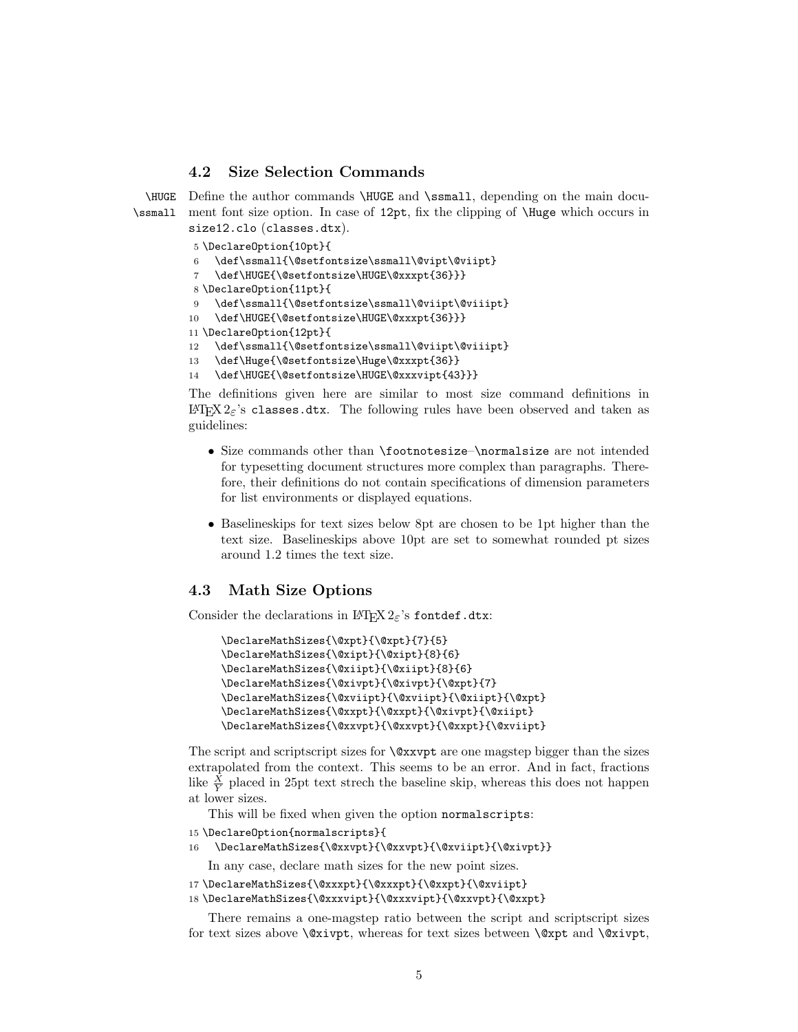### 4.2 Size Selection Commands

\HUGE \ssmall Define the author commands \HUGE and \ssmall, depending on the main document font size option. In case of 12pt, fix the clipping of \Huge which occurs in size12.clo (classes.dtx).

```
5 \DeclareOption{10pt}{
6   \def\ssmall{\@setfontsize\ssmall\@vipt\@viipt}
7   \def\HUGE{\@setfontsize\HUGE\@xxxpt{36}}}
8 \DeclareOption{11pt}{
9   \def\ssmall{\@setfontsize\ssmall\@viipt\@viiipt}
10  \def\HUGE{\@setfontsize\HUGE\@xxxpt{36}}}
11 \DeclareOption{12pt}{
12  \def\ssmall{\@setfontsize\ssmall\@viipt\@viiipt}
13  \def\Huge{\@setfontsize\Huge\@xxxpt{36}}
14  \def\HUGE{\@setfontsize\HUGE\@xxxvipt{43}}}
```

The definitions given here are similar to most size command definitions in LaTeX 2ε's classes.dtx. The following rules have been observed and taken as guidelines:

- Size commands other than \footnotesize–\normalsize are not intended for typesetting document structures more complex than paragraphs. Therefore, their definitions do not contain specifications of dimension parameters for list environments or displayed equations.
- Baselineskips for text sizes below 8pt are chosen to be 1pt higher than the text size. Baselineskips above 10pt are set to somewhat rounded pt sizes around 1.2 times the text size.

### 4.3 Math Size Options

Consider the declarations in LaTeX 2ε's fontdef.dtx:

```
\DeclareMathSizes{\@xpt}{\@xpt}{7}{5}
\DeclareMathSizes{\@xipt}{\@xipt}{8}{6}
\DeclareMathSizes{\@xiipt}{\@xiipt}{8}{6}
\DeclareMathSizes{\@xivpt}{\@xivpt}{\@xpt}{7}
\DeclareMathSizes{\@xviipt}{\@xviipt}{\@xiipt}{\@xpt}
\DeclareMathSizes{\@xxpt}{\@xxpt}{\@xivpt}{\@xiipt}
\DeclareMathSizes{\@xxvpt}{\@xxvpt}{\@xxpt}{\@xviipt}
```

The script and scriptscript sizes for \@xxvpt are one magstep bigger than the sizes extrapolated from the context. This seems to be an error. And in fact, fractions like $\frac{X}{Y}$ placed in 25pt text strech the baseline skip, whereas this does not happen at lower sizes.

This will be fixed when given the option normalscripts:

```
15 \DeclareOption{normalscripts}{
16   \DeclareMathSizes{\@xxvpt}{\@xxvpt}{\@xviipt}{\@xivpt}}
```

In any case, declare math sizes for the new point sizes.

```
17 \DeclareMathSizes{\@xxxpt}{\@xxxpt}{\@xxpt}{\@xviipt}
18 \DeclareMathSizes{\@xxxvipt}{\@xxxvipt}{\@xxvpt}{\@xxpt}
```

There remains a one-magstep ratio between the script and scriptscript sizes for text sizes above \@xivpt, whereas for text sizes between \@xpt and \@xivpt,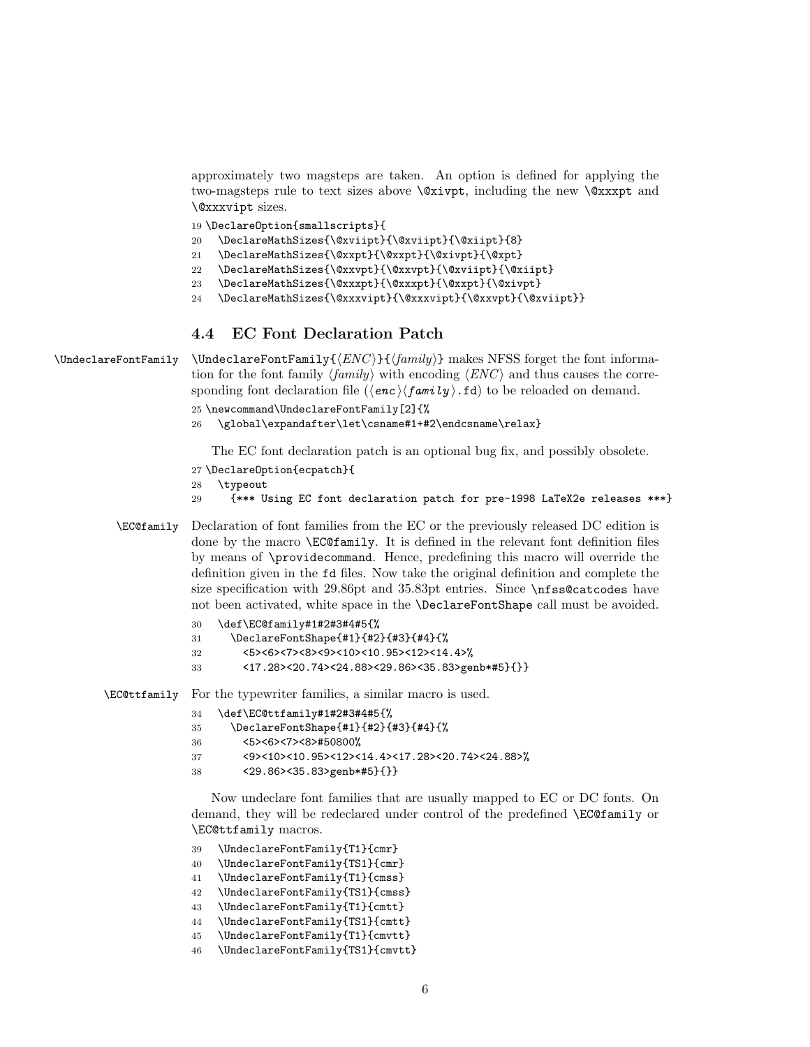approximately two magsteps are taken. An option is defined for applying the two-magsteps rule to text sizes above `\@xivpt`, including the new `\@xxxpt` and `\@xxxvipt` sizes.

```
19 \DeclareOption{smallscripts}{
20   \DeclareMathSizes{\@xviipt}{\@xviipt}{\@xiipt}{8}
21   \DeclareMathSizes{\@xxpt}{\@xxpt}{\@xivpt}{\@xpt}
22   \DeclareMathSizes{\@xxvpt}{\@xxvpt}{\@xviipt}{\@xiipt}
23   \DeclareMathSizes{\@xxxpt}{\@xxxpt}{\@xxpt}{\@xivpt}
24   \DeclareMathSizes{\@xxxvipt}{\@xxxvipt}{\@xxvpt}{\@xviipt}}
```

### 4.4 EC Font Declaration Patch

`\UndeclareFontFamily`

`\UndeclareFontFamily{⟨ENC⟩}{⟨family⟩}` makes NFSS forget the font information for the font family ⟨*family*⟩ with encoding ⟨*ENC*⟩ and thus causes the corresponding font declaration file (`⟨enc⟩⟨family⟩.fd`) to be reloaded on demand.

```
25 \newcommand\UndeclareFontFamily[2]{%
26   \global\expandafter\let\csname#1+#2\endcsname\relax}
```

The EC font declaration patch is an optional bug fix, and possibly obsolete.

```
27 \DeclareOption{ecpatch}{
28   \typeout
29     {*** Using EC font declaration patch for pre-1998 LaTeX2e releases ***}
```

`\EC@family`

Declaration of font families from the EC or the previously released DC edition is done by the macro `\EC@family`. It is defined in the relevant font definition files by means of `\providecommand`. Hence, predefining this macro will override the definition given in the `fd` files. Now take the original definition and complete the size specification with 29.86pt and 35.83pt entries. Since `\nfss@catcodes` have not been activated, white space in the `\DeclareFontShape` call must be avoided.

```
30   \def\EC@family#1#2#3#4#5{%
31     \DeclareFontShape{#1}{#2}{#3}{#4}{%
32       <5><6><7><8><9><10><10.95><12><14.4>%
33       <17.28><20.74><24.88><29.86><35.83>genb*#5}{}}
```

`\EC@ttfamily`

For the typewriter families, a similar macro is used.

```
34   \def\EC@ttfamily#1#2#3#4#5{%
35     \DeclareFontShape{#1}{#2}{#3}{#4}{%
36       <5><6><7><8>#50800%
37       <9><10><10.95><12><14.4><17.28><20.74><24.88>%
38       <29.86><35.83>genb*#5}{}}
```

Now undeclare font families that are usually mapped to EC or DC fonts. On demand, they will be redeclared under control of the predefined `\EC@family` or `\EC@ttfamily` macros.

```
39   \UndeclareFontFamily{T1}{cmr}
40   \UndeclareFontFamily{TS1}{cmr}
41   \UndeclareFontFamily{T1}{cmss}
42   \UndeclareFontFamily{TS1}{cmss}
43   \UndeclareFontFamily{T1}{cmtt}
44   \UndeclareFontFamily{TS1}{cmtt}
45   \UndeclareFontFamily{T1}{cmvtt}
46   \UndeclareFontFamily{TS1}{cmvtt}
```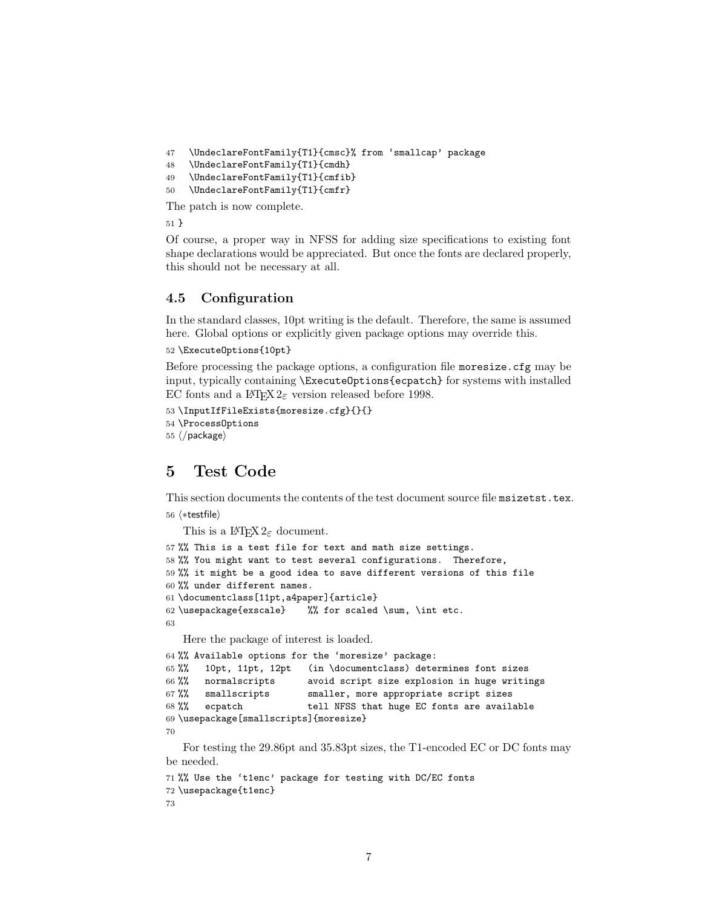```
47   \UndeclareFontFamily{T1}{cmsc}% from ‘smallcap’ package
48   \UndeclareFontFamily{T1}{cmdh}
49   \UndeclareFontFamily{T1}{cmfib}
50   \UndeclareFontFamily{T1}{cmfr}
```

The patch is now complete.

```
51 }
```

Of course, a proper way in NFSS for adding size specifications to existing font shape declarations would be appreciated. But once the fonts are declared properly, this should not be necessary at all.

### 4.5 Configuration

In the standard classes, 10pt writing is the default. Therefore, the same is assumed here. Global options or explicitly given package options may override this.

```
52 \ExecuteOptions{10pt}
```

Before processing the package options, a configuration file `moresize.cfg` may be input, typically containing `\ExecuteOptions{ecpatch}` for systems with installed EC fonts and a LaTeX $2_\varepsilon$ version released before 1998.

```
53 \InputIfFileExists{moresize.cfg}{}{}
54 \ProcessOptions
55 ⟨/package⟩
```

## 5 Test Code

This section documents the contents of the test document source file `msizetst.tex`.

```
56 ⟨*testfile⟩
```

This is a LaTeX $2_\varepsilon$ document.

```
57 %% This is a test file for text and math size settings.
58 %% You might want to test several configurations.  Therefore,
59 %% it might be a good idea to save different versions of this file
60 %% under different names.
61 \documentclass[11pt,a4paper]{article}
62 \usepackage{exscale}    %% for scaled \sum, \int etc.
63
```

Here the package of interest is loaded.

```
64 %% Available options for the ‘moresize’ package:
65 %%   10pt, 11pt, 12pt   (in \documentclass) determines font sizes
66 %%   normalscripts      avoid script size explosion in huge writings
67 %%   smallscripts       smaller, more appropriate script sizes
68 %%   ecpatch            tell NFSS that huge EC fonts are available
69 \usepackage[smallscripts]{moresize}
70
```

For testing the 29.86pt and 35.83pt sizes, the T1-encoded EC or DC fonts may be needed.

```
71 %% Use the ‘t1enc’ package for testing with DC/EC fonts
72 \usepackage{t1enc}
73
```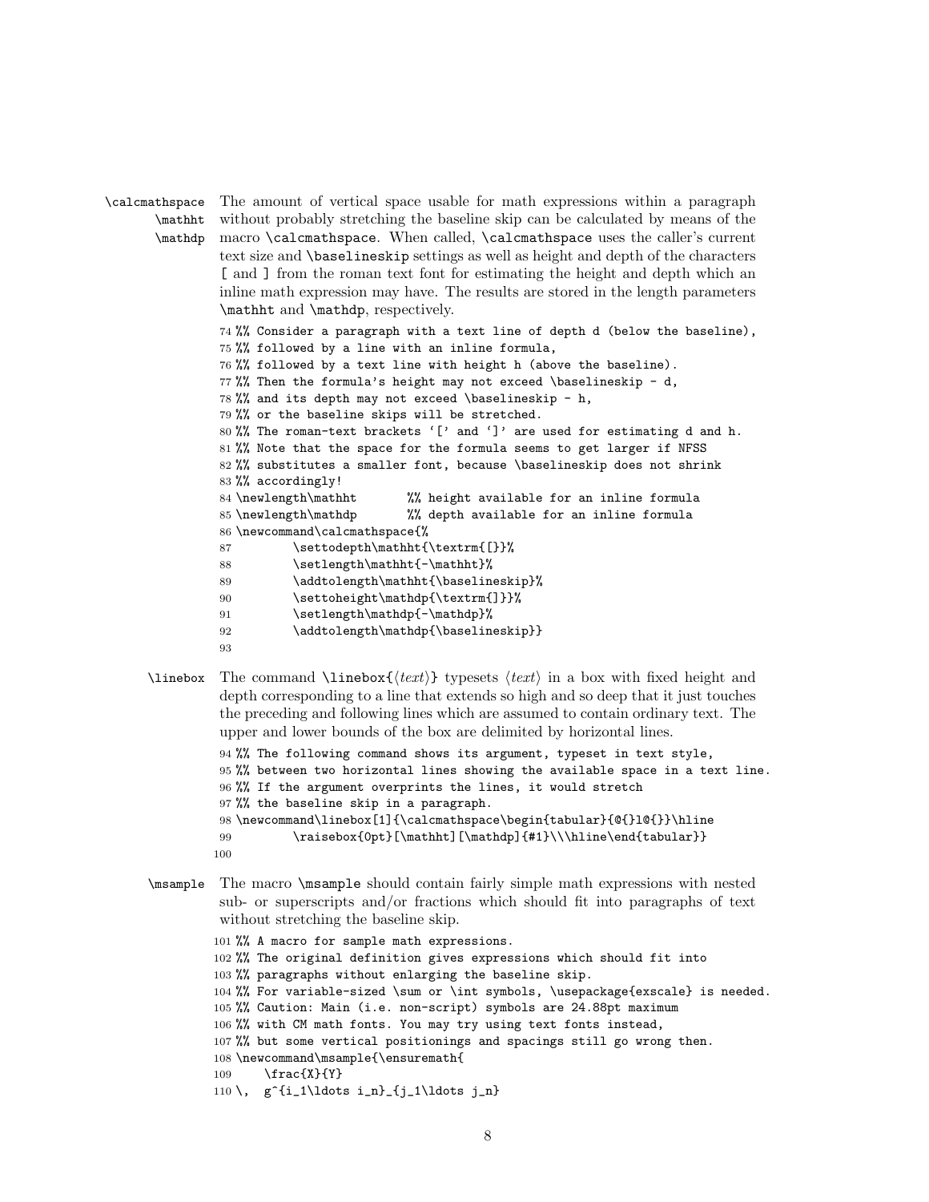`\calcmathspace` `\mathht` `\mathdp` The amount of vertical space usable for math expressions within a paragraph without probably stretching the baseline skip can be calculated by means of the macro `\calcmathspace`. When called, `\calcmathspace` uses the caller's current text size and `\baselineskip` settings as well as height and depth of the characters `[` and `]` from the roman text font for estimating the height and depth which an inline math expression may have. The results are stored in the length parameters `\mathht` and `\mathdp`, respectively.

```
74 %% Consider a paragraph with a text line of depth d (below the baseline),
75 %% followed by a line with an inline formula,
76 %% followed by a text line with height h (above the baseline).
77 %% Then the formula's height may not exceed \baselineskip - d,
78 %% and its depth may not exceed \baselineskip - h,
79 %% or the baseline skips will be stretched.
80 %% The roman-text brackets '[' and ']' are used for estimating d and h.
81 %% Note that the space for the formula seems to get larger if NFSS
82 %% substitutes a smaller font, because \baselineskip does not shrink
83 %% accordingly!
84 \newlength\mathht       %% height available for an inline formula
85 \newlength\mathdp       %% depth available for an inline formula
86 \newcommand\calcmathspace{%
87         \settodepth\mathht{\textrm{[}}%
88         \setlength\mathht{-\mathht}%
89         \addtolength\mathht{\baselineskip}%
90         \settoheight\mathdp{\textrm{]}}%
91         \setlength\mathdp{-\mathdp}%
92         \addtolength\mathdp{\baselineskip}}
93
```

`\linebox` The command `\linebox{`⟨*text*⟩`}` typesets ⟨*text*⟩ in a box with fixed height and depth corresponding to a line that extends so high and so deep that it just touches the preceding and following lines which are assumed to contain ordinary text. The upper and lower bounds of the box are delimited by horizontal lines.

```
94 %% The following command shows its argument, typeset in text style,
95 %% between two horizontal lines showing the available space in a text line.
96 %% If the argument overprints the lines, it would stretch
97 %% the baseline skip in a paragraph.
98 \newcommand\linebox[1]{\calcmathspace\begin{tabular}{@{}l@{}}\hline
99         \raisebox{0pt}[\mathht][\mathdp]{#1}\\\hline\end{tabular}}
100
```

`\msample` The macro `\msample` should contain fairly simple math expressions with nested sub- or superscripts and/or fractions which should fit into paragraphs of text without stretching the baseline skip.

```
101 %% A macro for sample math expressions.
102 %% The original definition gives expressions which should fit into
103 %% paragraphs without enlarging the baseline skip.
104 %% For variable-sized \sum or \int symbols, \usepackage{exscale} is needed.
105 %% Caution: Main (i.e. non-script) symbols are 24.88pt maximum
106 %% with CM math fonts. You may try using text fonts instead,
107 %% but some vertical positionings and spacings still go wrong then.
108 \newcommand\msample{\ensuremath{
109     \frac{X}{Y}
110 \,  g^{i_1\ldots i_n}_{j_1\ldots j_n}
```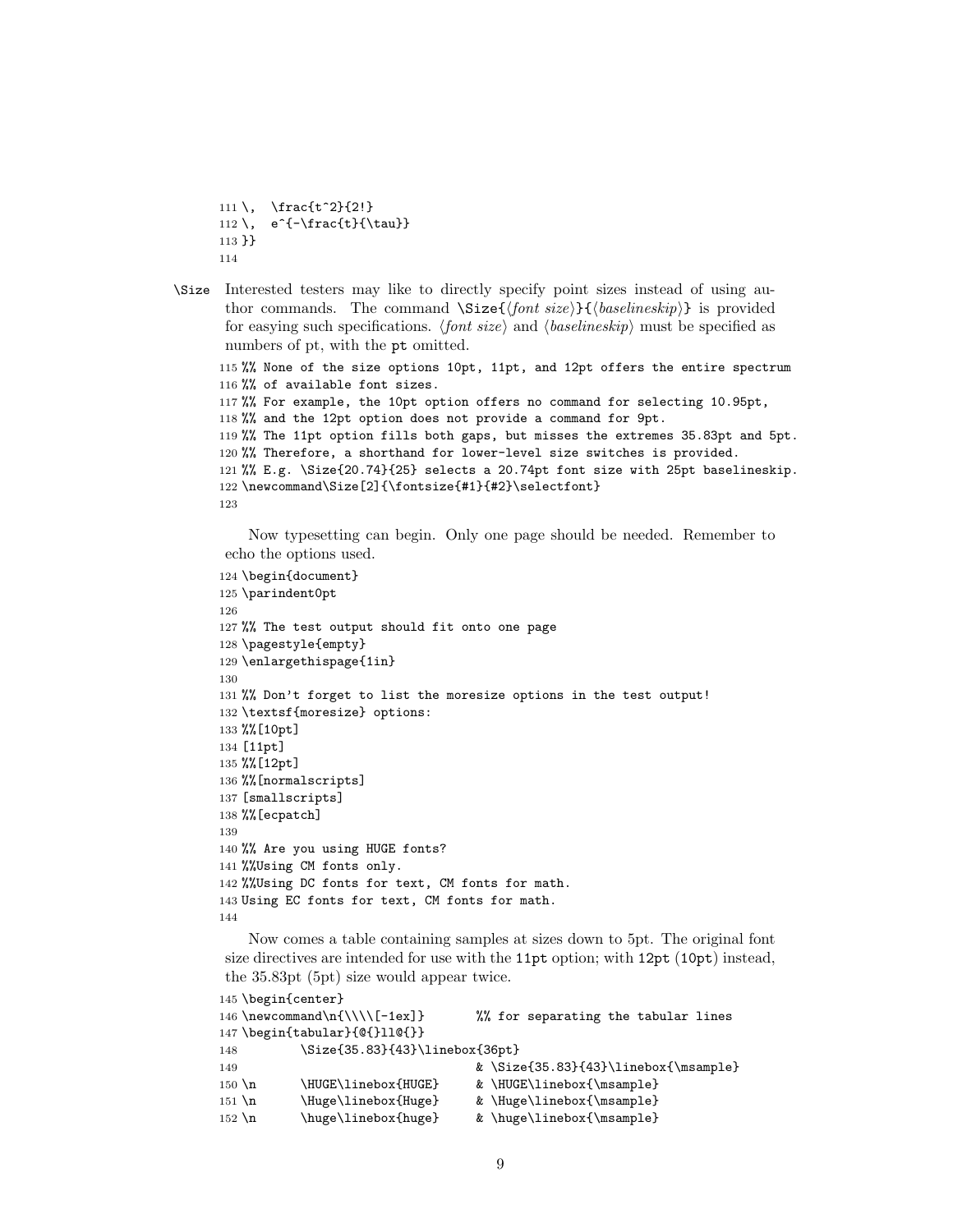```
111 \,  \frac{t^2}{2!}
112 \,  e^{-\frac{t}{\tau}}
113 }}
114
```

**\Size** Interested testers may like to directly specify point sizes instead of using author commands. The command `\Size{`⟨*font size*⟩`}{`⟨*baselineskip*⟩`}` is provided for easying such specifications. ⟨*font size*⟩ and ⟨*baselineskip*⟩ must be specified as numbers of pt, with the `pt` omitted.

```
115 %% None of the size options 10pt, 11pt, and 12pt offers the entire spectrum
116 %% of available font sizes.
117 %% For example, the 10pt option offers no command for selecting 10.95pt,
118 %% and the 12pt option does not provide a command for 9pt.
119 %% The 11pt option fills both gaps, but misses the extremes 35.83pt and 5pt.
120 %% Therefore, a shorthand for lower-level size switches is provided.
121 %% E.g. \Size{20.74}{25} selects a 20.74pt font size with 25pt baselineskip.
122 \newcommand\Size[2]{\fontsize{#1}{#2}\selectfont}
123
```

Now typesetting can begin. Only one page should be needed. Remember to echo the options used.

```
124 \begin{document}
125 \parindent0pt
126
127 %% The test output should fit onto one page
128 \pagestyle{empty}
129 \enlargethispage{1in}
130
131 %% Don't forget to list the moresize options in the test output!
132 \textsf{moresize} options:
133 %%[10pt]
134 [11pt]
135 %%[12pt]
136 %%[normalscripts]
137 [smallscripts]
138 %%[ecpatch]
139
140 %% Are you using HUGE fonts?
141 %%Using CM fonts only.
142 %%Using DC fonts for text, CM fonts for math.
143 Using EC fonts for text, CM fonts for math.
144
```

Now comes a table containing samples at sizes down to 5pt. The original font size directives are intended for use with the `11pt` option; with `12pt` (`10pt`) instead, the 35.83pt (5pt) size would appear twice.

```
145 \begin{center}
146 \newcommand\n{\\\\[-1ex]}       %% for separating the tabular lines
147 \begin{tabular}{@{}ll@{}}
148         \Size{35.83}{43}\linebox{36pt}
149                                 & \Size{35.83}{43}\linebox{\msample}
150 \n      \HUGE\linebox{HUGE}     & \HUGE\linebox{\msample}
151 \n      \Huge\linebox{Huge}     & \Huge\linebox{\msample}
152 \n      \huge\linebox{huge}     & \huge\linebox{\msample}
```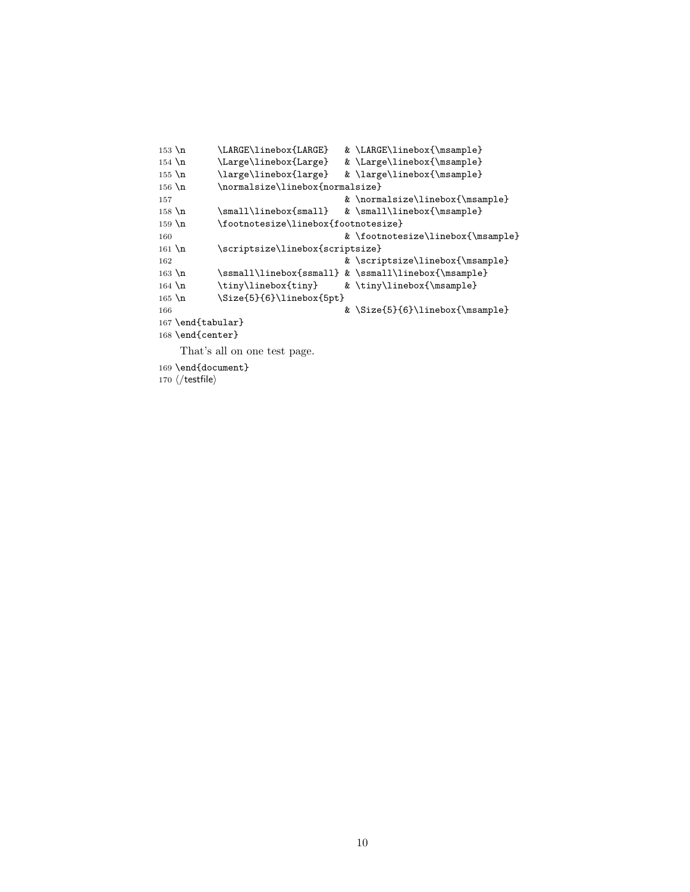```
153 \n      \LARGE\linebox{LARGE}   & \LARGE\linebox{\msample}
154 \n      \Large\linebox{Large}   & \Large\linebox{\msample}
155 \n      \large\linebox{large}   & \large\linebox{\msample}
156 \n      \normalsize\linebox{normalsize}
157                                 & \normalsize\linebox{\msample}
158 \n      \small\linebox{small}   & \small\linebox{\msample}
159 \n      \footnotesize\linebox{footnotesize}
160                                 & \footnotesize\linebox{\msample}
161 \n      \scriptsize\linebox{scriptsize}
162                                 & \scriptsize\linebox{\msample}
163 \n      \ssmall\linebox{ssmall} & \ssmall\linebox{\msample}
164 \n      \tiny\linebox{tiny}     & \tiny\linebox{\msample}
165 \n      \Size{5}{6}\linebox{5pt}
166                                 & \Size{5}{6}\linebox{\msample}
167 \end{tabular}
168 \end{center}
```

That's all on one test page.

```
169 \end{document}
170 ⟨/testfile⟩
```